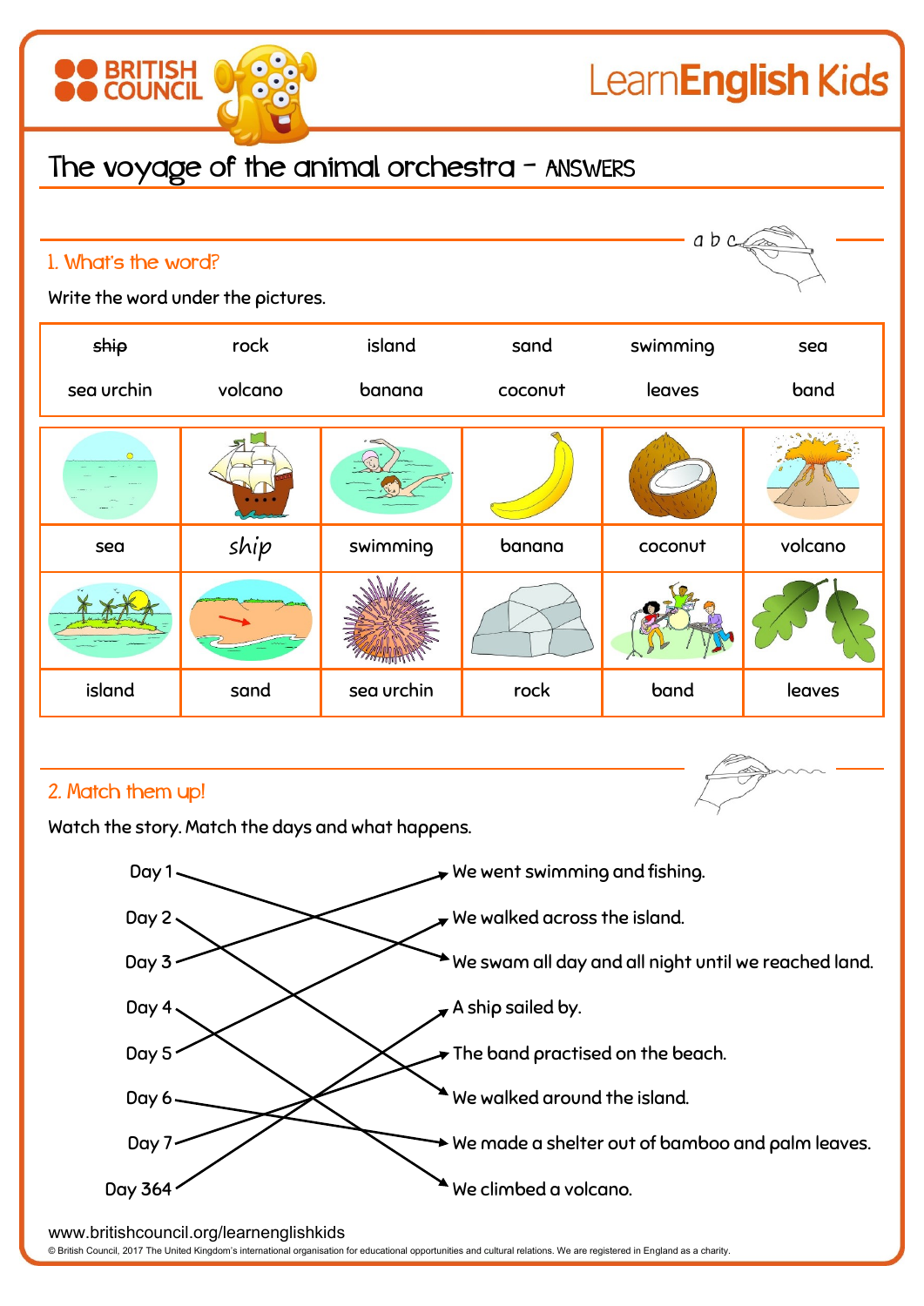# The voyage of the animal orchestra – ANSWERS

## 1. What's the word?

Write the word under the pictures.

| ~~ship~~ | rock | island | sand | swimming | sea |
|---|---|---|---|---|---|
| sea urchin | volcano | banana | coconut | leaves | band |

| | | | | | |
|---|---|---|---|---|---|
| sea | *ship* | swimming | banana | coconut | volcano |
| island | sand | sea urchin | rock | band | leaves |

## 2. Match them up!

Watch the story. Match the days and what happens.

- Day 1 → We swam all day and all night until we reached land.
- Day 2 → We walked around the island.
- Day 3 → We went swimming and fishing.
- Day 4 → We climbed a volcano.
- Day 5 → We walked across the island.
- Day 6 → We made a shelter out of bamboo and palm leaves.
- Day 7 → The band practised on the beach.
- Day 364 → A ship sailed by.

www.britishcouncil.org/learnenglishkids

© British Council, 2017 The United Kingdom's international organisation for educational opportunities and cultural relations. We are registered in England as a charity.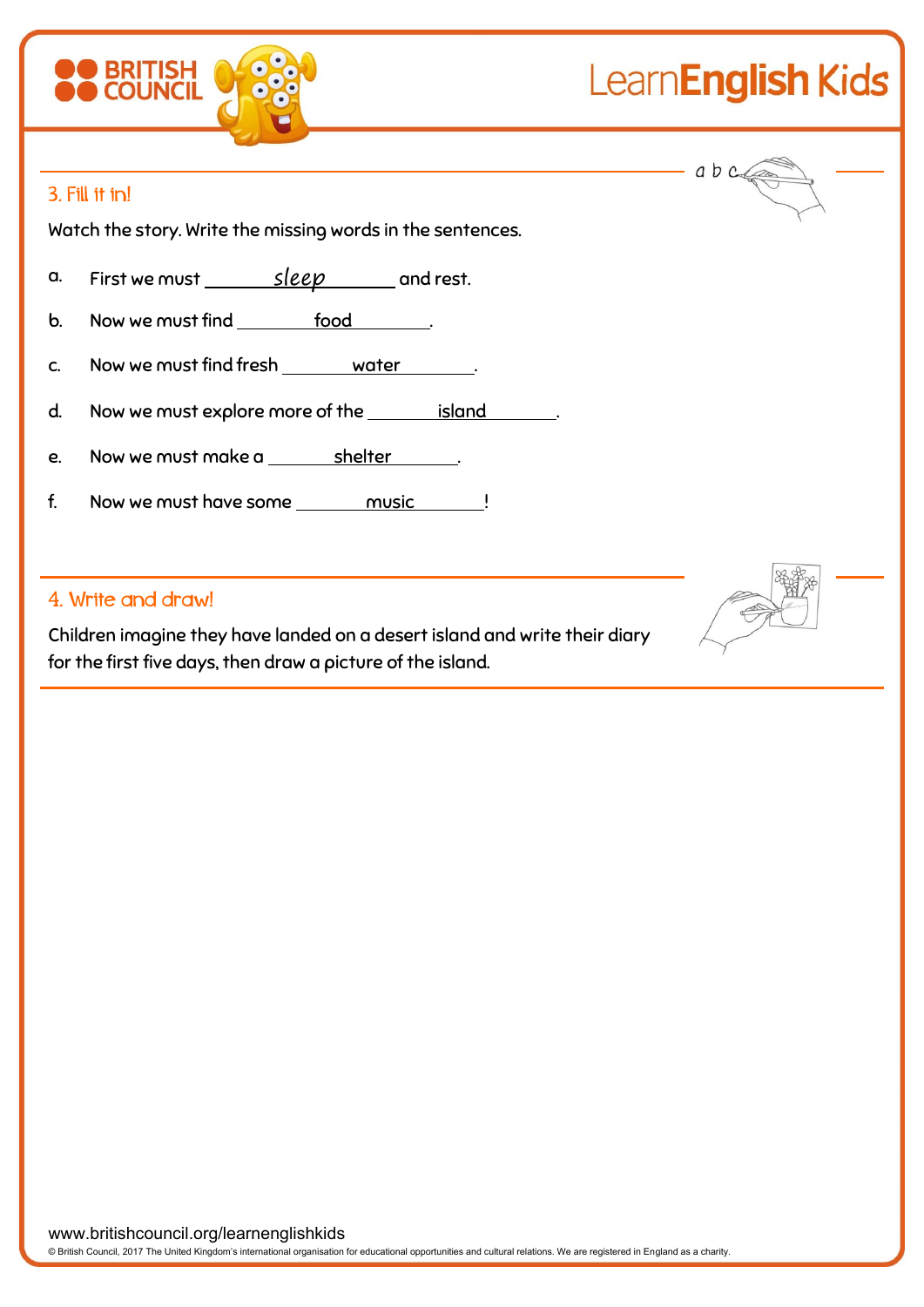## 3. Fill it in!

Watch the story. Write the missing words in the sentences.

a. First we must ___sleep___ and rest.

b. Now we must find ___food___.

c. Now we must find fresh ___water___.

d. Now we must explore more of the ___island___.

e. Now we must make a ___shelter___.

f. Now we must have some ___music___!

## 4. Write and draw!

Children imagine they have landed on a desert island and write their diary for the first five days, then draw a picture of the island.

www.britishcouncil.org/learnenglishkids

© British Council, 2017 The United Kingdom's international organisation for educational opportunities and cultural relations. We are registered in England as a charity.